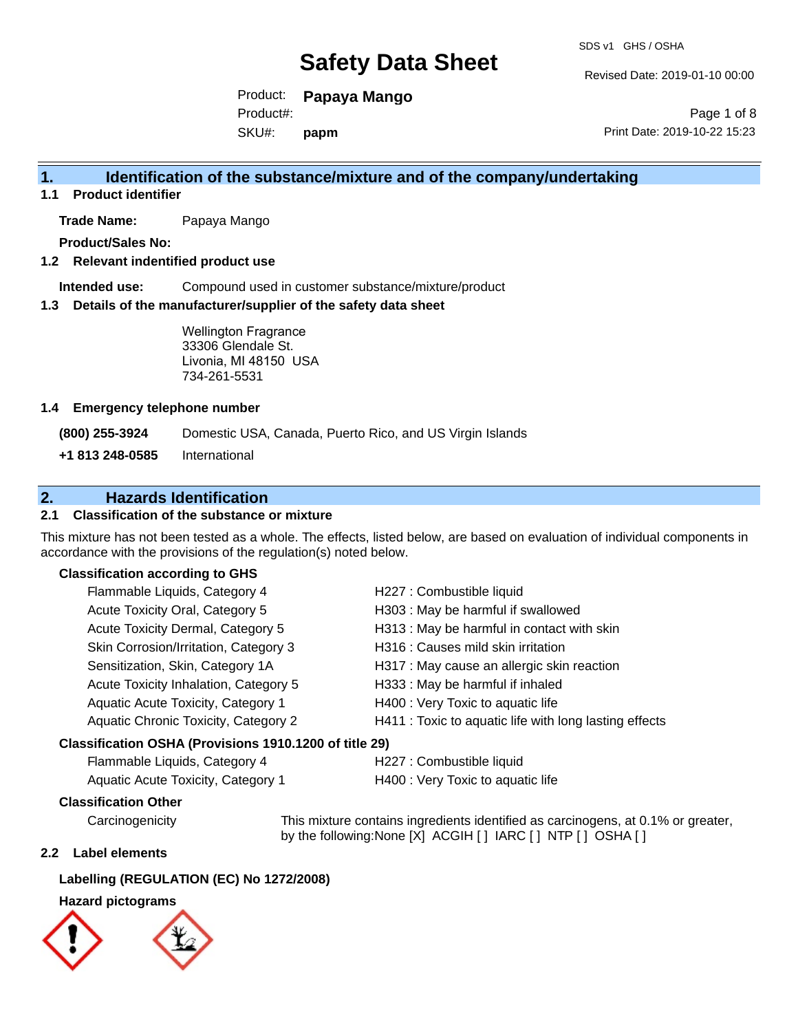# Safety Data Sheet

SDS v1 GHS / OSHA

Revised Date: 2019-01-10 00:00

Product: **Papaya Mango**
Product#:
SKU#: **papm**

Print Date: 2019-10-22 15:23

## 1. Identification of the substance/mixture and of the company/undertaking

### 1.1 Product identifier

**Trade Name:** Papaya Mango

**Product/Sales No:**

### 1.2 Relevant indentified product use

**Intended use:** Compound used in customer substance/mixture/product

### 1.3 Details of the manufacturer/supplier of the safety data sheet

Wellington Fragrance
33306 Glendale St.
Livonia, MI 48150 USA
734-261-5531

### 1.4 Emergency telephone number

**(800) 255-3924** Domestic USA, Canada, Puerto Rico, and US Virgin Islands

**+1 813 248-0585** International

## 2. Hazards Identification

### 2.1 Classification of the substance or mixture

This mixture has not been tested as a whole. The effects, listed below, are based on evaluation of individual components in accordance with the provisions of the regulation(s) noted below.

**Classification according to GHS**

| | |
|---|---|
| Flammable Liquids, Category 4 | H227 : Combustible liquid |
| Acute Toxicity Oral, Category 5 | H303 : May be harmful if swallowed |
| Acute Toxicity Dermal, Category 5 | H313 : May be harmful in contact with skin |
| Skin Corrosion/Irritation, Category 3 | H316 : Causes mild skin irritation |
| Sensitization, Skin, Category 1A | H317 : May cause an allergic skin reaction |
| Acute Toxicity Inhalation, Category 5 | H333 : May be harmful if inhaled |
| Aquatic Acute Toxicity, Category 1 | H400 : Very Toxic to aquatic life |
| Aquatic Chronic Toxicity, Category 2 | H411 : Toxic to aquatic life with long lasting effects |

**Classification OSHA (Provisions 1910.1200 of title 29)**

| | |
|---|---|
| Flammable Liquids, Category 4 | H227 : Combustible liquid |
| Aquatic Acute Toxicity, Category 1 | H400 : Very Toxic to aquatic life |

**Classification Other**

Carcinogenicity: This mixture contains ingredients identified as carcinogens, at 0.1% or greater, by the following:None [X] ACGIH [ ] IARC [ ] NTP [ ] OSHA [ ]

### 2.2 Label elements

**Labelling (REGULATION (EC) No 1272/2008)**

**Hazard pictograms**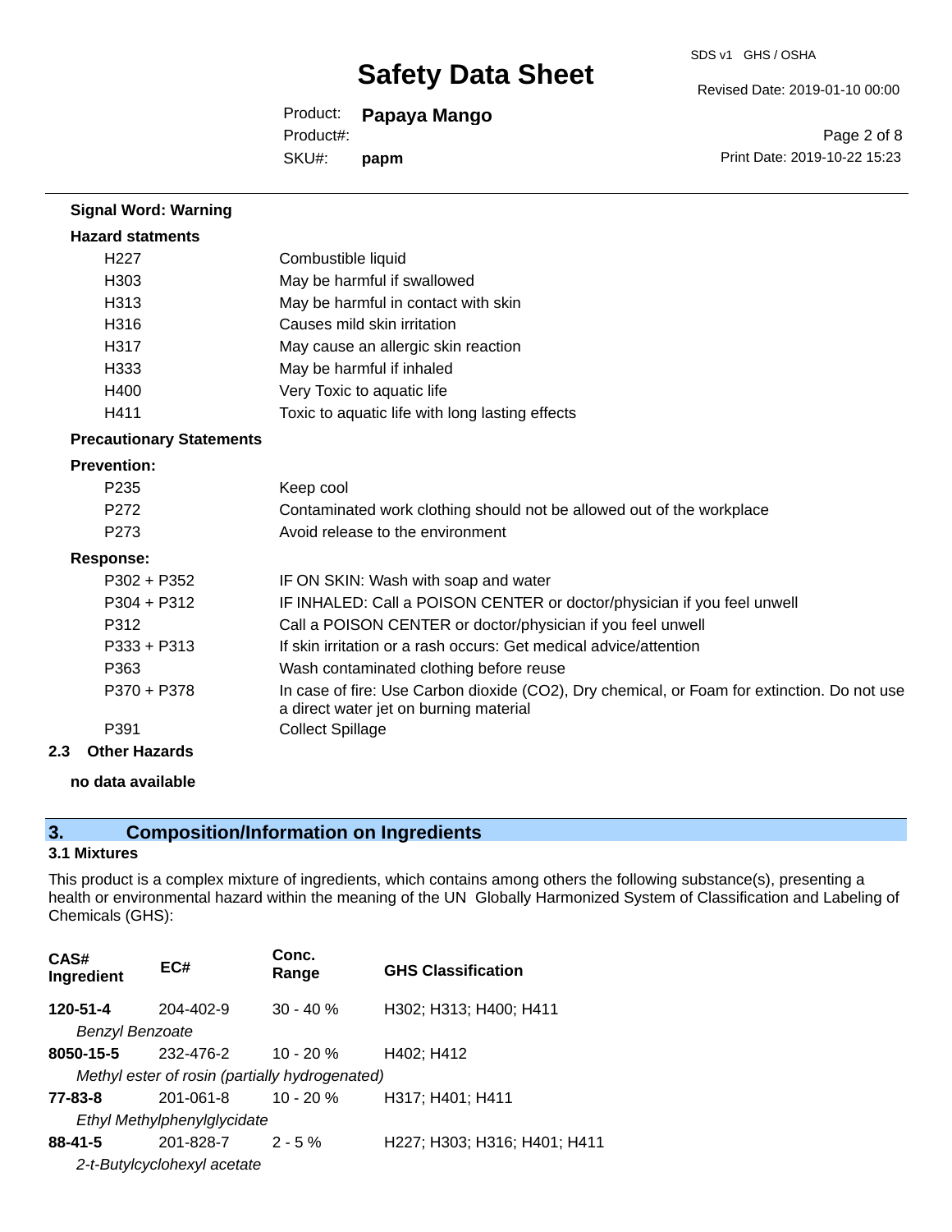**Signal Word: Warning**

**Hazard statments**

| | |
|---|---|
| H227 | Combustible liquid |
| H303 | May be harmful if swallowed |
| H313 | May be harmful in contact with skin |
| H316 | Causes mild skin irritation |
| H317 | May cause an allergic skin reaction |
| H333 | May be harmful if inhaled |
| H400 | Very Toxic to aquatic life |
| H411 | Toxic to aquatic life with long lasting effects |

**Precautionary Statements**

**Prevention:**

| | |
|---|---|
| P235 | Keep cool |
| P272 | Contaminated work clothing should not be allowed out of the workplace |
| P273 | Avoid release to the environment |

**Response:**

| | |
|---|---|
| P302 + P352 | IF ON SKIN: Wash with soap and water |
| P304 + P312 | IF INHALED: Call a POISON CENTER or doctor/physician if you feel unwell |
| P312 | Call a POISON CENTER or doctor/physician if you feel unwell |
| P333 + P313 | If skin irritation or a rash occurs: Get medical advice/attention |
| P363 | Wash contaminated clothing before reuse |
| P370 + P378 | In case of fire: Use Carbon dioxide ($CO_2$), Dry chemical, or Foam for extinction. Do not use a direct water jet on burning material |
| P391 | Collect Spillage |

**2.3 Other Hazards**

**no data available**

## 3. Composition/Information on Ingredients

### 3.1 Mixtures

This product is a complex mixture of ingredients, which contains among others the following substance(s), presenting a health or environmental hazard within the meaning of the UN Globally Harmonized System of Classification and Labeling of Chemicals (GHS):

| CAS# Ingredient | EC# | Conc. Range | GHS Classification |
|---|---|---|---|
| **120-51-4** | 204-402-9 | 30 - 40 % | H302; H313; H400; H411 |
| *Benzyl Benzoate* | | | |
| **8050-15-5** | 232-476-2 | 10 - 20 % | H402; H412 |
| *Methyl ester of rosin (partially hydrogenated)* | | | |
| **77-83-8** | 201-061-8 | 10 - 20 % | H317; H401; H411 |
| *Ethyl Methylphenylglycidate* | | | |
| **88-41-5** | 201-828-7 | 2 - 5 % | H227; H303; H316; H401; H411 |
| *2-t-Butylcyclohexyl acetate* | | | |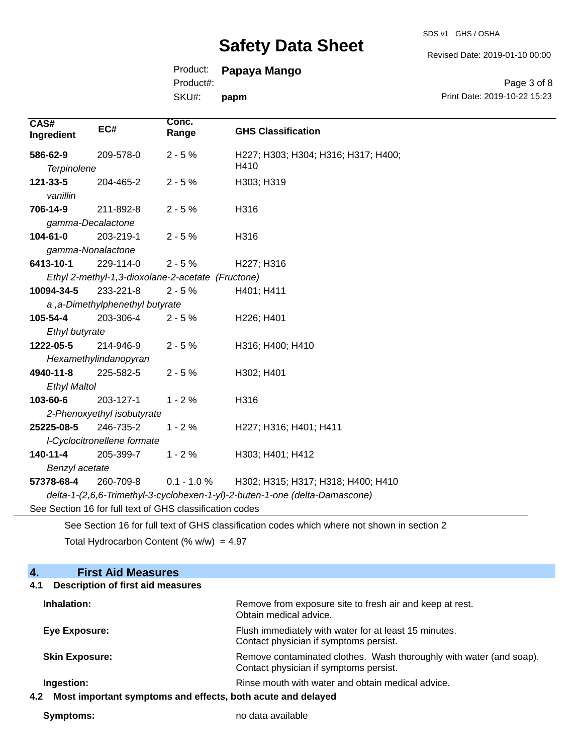| CAS# Ingredient | EC# | Conc. Range | GHS Classification |
|---|---|---|---|
| **586-62-9** *Terpinolene* | 209-578-0 | 2 - 5 % | H227; H303; H304; H316; H317; H400; H410 |
| **121-33-5** *vanillin* | 204-465-2 | 2 - 5 % | H303; H319 |
| **706-14-9** *gamma-Decalactone* | 211-892-8 | 2 - 5 % | H316 |
| **104-61-0** *gamma-Nonalactone* | 203-219-1 | 2 - 5 % | H316 |
| **6413-10-1** *Ethyl 2-methyl-1,3-dioxolane-2-acetate (Fructone)* | 229-114-0 | 2 - 5 % | H227; H316 |
| **10094-34-5** *a ,a-Dimethylphenethyl butyrate* | 233-221-8 | 2 - 5 % | H401; H411 |
| **105-54-4** *Ethyl butyrate* | 203-306-4 | 2 - 5 % | H226; H401 |
| **1222-05-5** *Hexamethylindanopyran* | 214-946-9 | 2 - 5 % | H316; H400; H410 |
| **4940-11-8** *Ethyl Maltol* | 225-582-5 | 2 - 5 % | H302; H401 |
| **103-60-6** *2-Phenoxyethyl isobutyrate* | 203-127-1 | 1 - 2 % | H316 |
| **25225-08-5** *l-Cyclocitronellene formate* | 246-735-2 | 1 - 2 % | H227; H316; H401; H411 |
| **140-11-4** *Benzyl acetate* | 205-399-7 | 1 - 2 % | H303; H401; H412 |
| **57378-68-4** *delta-1-(2,6,6-Trimethyl-3-cyclohexen-1-yl)-2-buten-1-one (delta-Damascone)* | 260-709-8 | 0.1 - 1.0 % | H302; H315; H317; H318; H400; H410 |

See Section 16 for full text of GHS classification codes

See Section 16 for full text of GHS classification codes which where not shown in section 2

Total Hydrocarbon Content (% w/w) = 4.97

## 4. First Aid Measures

### 4.1 Description of first aid measures

**Inhalation:** Remove from exposure site to fresh air and keep at rest. Obtain medical advice.

**Eye Exposure:** Flush immediately with water for at least 15 minutes. Contact physician if symptoms persist.

**Skin Exposure:** Remove contaminated clothes. Wash thoroughly with water (and soap). Contact physician if symptoms persist.

**Ingestion:** Rinse mouth with water and obtain medical advice.

### 4.2 Most important symptoms and effects, both acute and delayed

**Symptoms:** no data available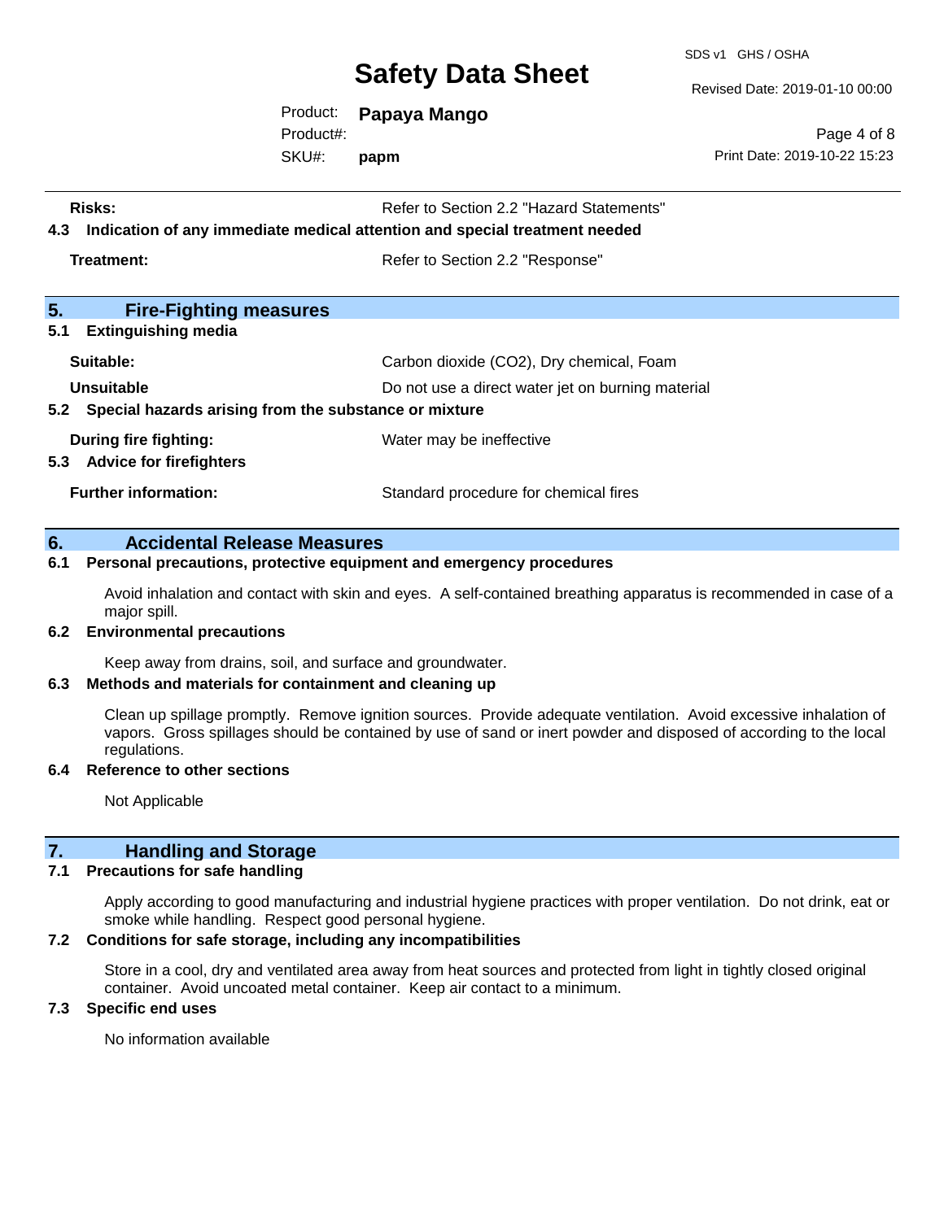**Risks:** Refer to Section 2.2 "Hazard Statements"

**4.3 Indication of any immediate medical attention and special treatment needed**

**Treatment:** Refer to Section 2.2 "Response"

## 5. Fire-Fighting measures

**5.1 Extinguishing media**

**Suitable:** Carbon dioxide ($CO_2$), Dry chemical, Foam

**Unsuitable** Do not use a direct water jet on burning material

**5.2 Special hazards arising from the substance or mixture**

**During fire fighting:** Water may be ineffective

**5.3 Advice for firefighters**

**Further information:** Standard procedure for chemical fires

## 6. Accidental Release Measures

**6.1 Personal precautions, protective equipment and emergency procedures**

Avoid inhalation and contact with skin and eyes. A self-contained breathing apparatus is recommended in case of a major spill.

**6.2 Environmental precautions**

Keep away from drains, soil, and surface and groundwater.

**6.3 Methods and materials for containment and cleaning up**

Clean up spillage promptly. Remove ignition sources. Provide adequate ventilation. Avoid excessive inhalation of vapors. Gross spillages should be contained by use of sand or inert powder and disposed of according to the local regulations.

**6.4 Reference to other sections**

Not Applicable

## 7. Handling and Storage

**7.1 Precautions for safe handling**

Apply according to good manufacturing and industrial hygiene practices with proper ventilation. Do not drink, eat or smoke while handling. Respect good personal hygiene.

**7.2 Conditions for safe storage, including any incompatibilities**

Store in a cool, dry and ventilated area away from heat sources and protected from light in tightly closed original container. Avoid uncoated metal container. Keep air contact to a minimum.

**7.3 Specific end uses**

No information available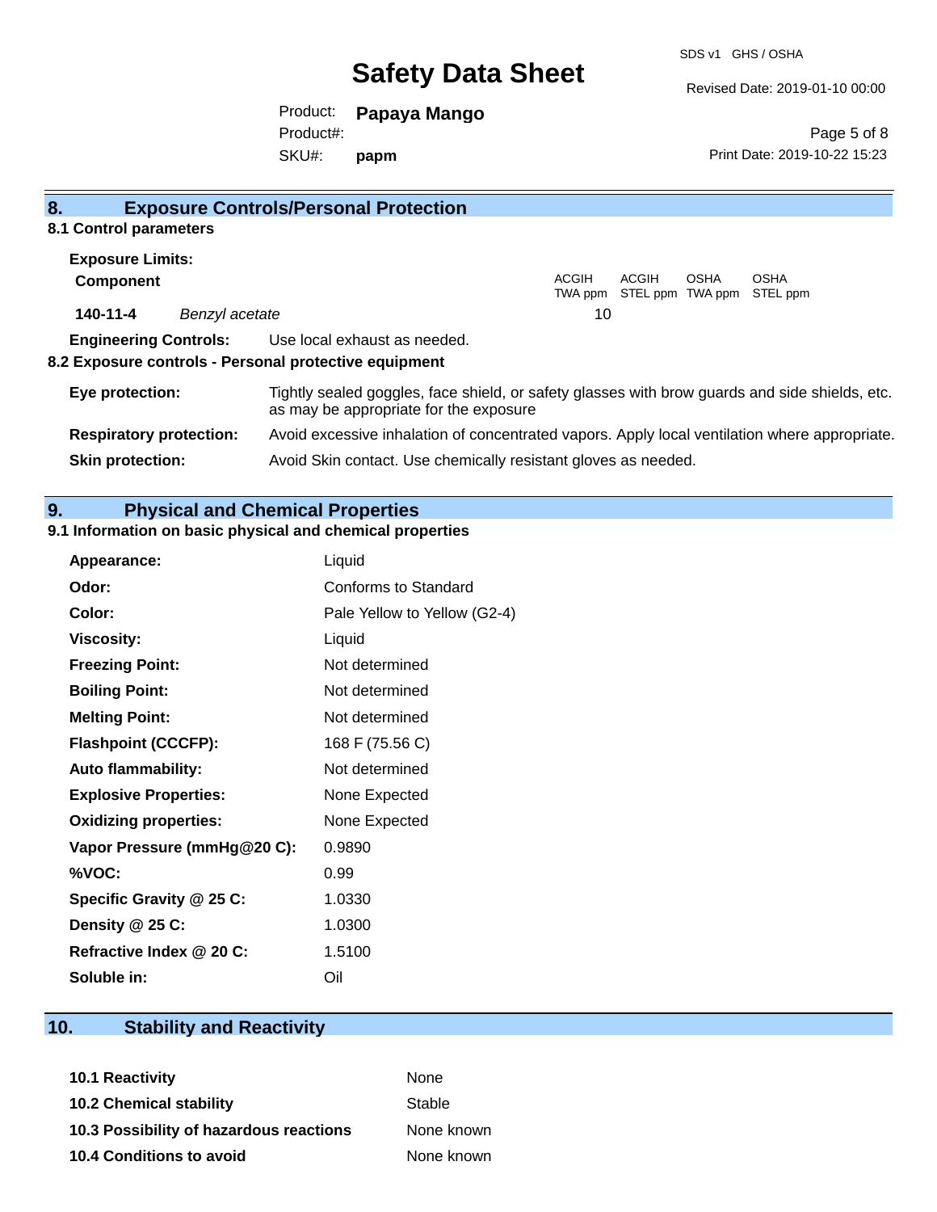## 8. Exposure Controls/Personal Protection

### 8.1 Control parameters

**Exposure Limits:**

| **Component** | | ACGIH TWA ppm | ACGIH STEL ppm | OSHA TWA ppm | OSHA STEL ppm |
|---|---|---|---|---|---|
| **140-11-4** | *Benzyl acetate* | 10 | | | |

**Engineering Controls:** Use local exhaust as needed.

### 8.2 Exposure controls - Personal protective equipment

**Eye protection:** Tightly sealed goggles, face shield, or safety glasses with brow guards and side shields, etc. as may be appropriate for the exposure

**Respiratory protection:** Avoid excessive inhalation of concentrated vapors. Apply local ventilation where appropriate.

**Skin protection:** Avoid Skin contact. Use chemically resistant gloves as needed.

## 9. Physical and Chemical Properties

### 9.1 Information on basic physical and chemical properties

| | |
|---|---|
| **Appearance:** | Liquid |
| **Odor:** | Conforms to Standard |
| **Color:** | Pale Yellow to Yellow (G2-4) |
| **Viscosity:** | Liquid |
| **Freezing Point:** | Not determined |
| **Boiling Point:** | Not determined |
| **Melting Point:** | Not determined |
| **Flashpoint (CCCFP):** | 168 F (75.56 C) |
| **Auto flammability:** | Not determined |
| **Explosive Properties:** | None Expected |
| **Oxidizing properties:** | None Expected |
| **Vapor Pressure (mmHg@20 C):** | 0.9890 |
| **%VOC:** | 0.99 |
| **Specific Gravity @ 25 C:** | 1.0330 |
| **Density @ 25 C:** | 1.0300 |
| **Refractive Index @ 20 C:** | 1.5100 |
| **Soluble in:** | Oil |

## 10. Stability and Reactivity

| | |
|---|---|
| **10.1 Reactivity** | None |
| **10.2 Chemical stability** | Stable |
| **10.3 Possibility of hazardous reactions** | None known |
| **10.4 Conditions to avoid** | None known |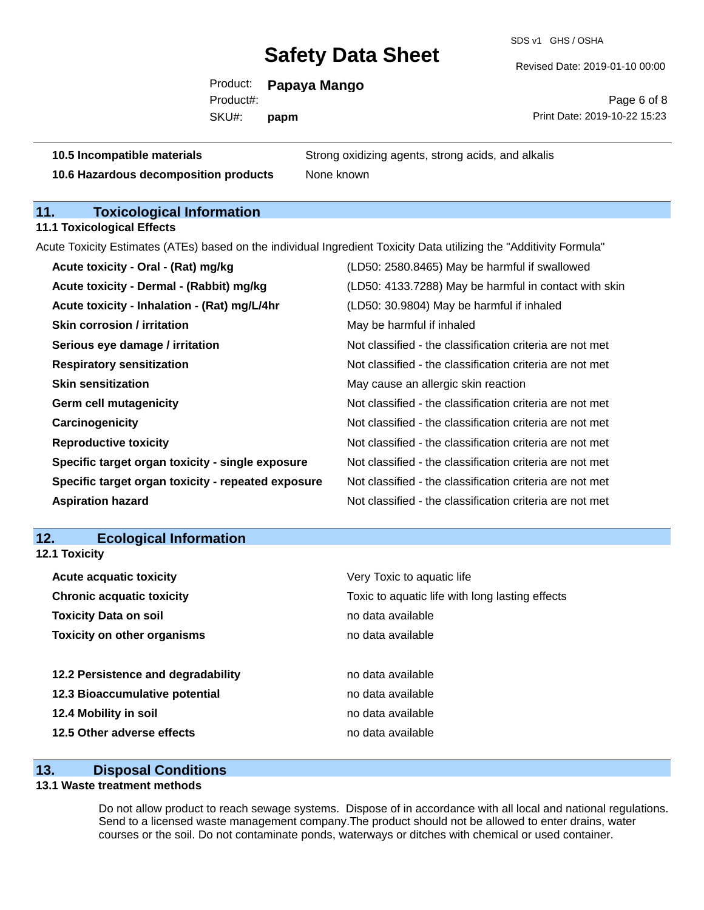| | |
|---|---|
| **10.5 Incompatible materials** | Strong oxidizing agents, strong acids, and alkalis |
| **10.6 Hazardous decomposition products** | None known |

## 11. Toxicological Information

### 11.1 Toxicological Effects

Acute Toxicity Estimates (ATEs) based on the individual Ingredient Toxicity Data utilizing the "Additivity Formula"

| | |
|---|---|
| **Acute toxicity - Oral - (Rat) mg/kg** | (LD50: 2580.8465) May be harmful if swallowed |
| **Acute toxicity - Dermal - (Rabbit) mg/kg** | (LD50: 4133.7288) May be harmful in contact with skin |
| **Acute toxicity - Inhalation - (Rat) mg/L/4hr** | (LD50: 30.9804) May be harmful if inhaled |
| **Skin corrosion / irritation** | May be harmful if inhaled |
| **Serious eye damage / irritation** | Not classified - the classification criteria are not met |
| **Respiratory sensitization** | Not classified - the classification criteria are not met |
| **Skin sensitization** | May cause an allergic skin reaction |
| **Germ cell mutagenicity** | Not classified - the classification criteria are not met |
| **Carcinogenicity** | Not classified - the classification criteria are not met |
| **Reproductive toxicity** | Not classified - the classification criteria are not met |
| **Specific target organ toxicity - single exposure** | Not classified - the classification criteria are not met |
| **Specific target organ toxicity - repeated exposure** | Not classified - the classification criteria are not met |
| **Aspiration hazard** | Not classified - the classification criteria are not met |

## 12. Ecological Information

### 12.1 Toxicity

| | |
|---|---|
| **Acute acquatic toxicity** | Very Toxic to aquatic life |
| **Chronic acquatic toxicity** | Toxic to aquatic life with long lasting effects |
| **Toxicity Data on soil** | no data available |
| **Toxicity on other organisms** | no data available |

| | |
|---|---|
| **12.2 Persistence and degradability** | no data available |
| **12.3 Bioaccumulative potential** | no data available |
| **12.4 Mobility in soil** | no data available |
| **12.5 Other adverse effects** | no data available |

## 13. Disposal Conditions

### 13.1 Waste treatment methods

Do not allow product to reach sewage systems. Dispose of in accordance with all local and national regulations. Send to a licensed waste management company.The product should not be allowed to enter drains, water courses or the soil. Do not contaminate ponds, waterways or ditches with chemical or used container.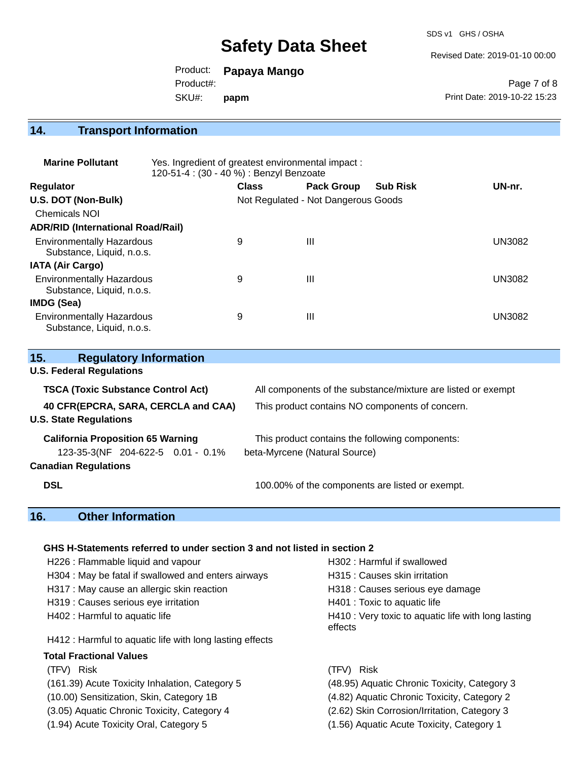## 14. Transport Information

**Marine Pollutant** Yes. Ingredient of greatest environmental impact : 120-51-4 : (30 - 40 %) : Benzyl Benzoate

| Regulator | Class | Pack Group | Sub Risk | UN-nr. |
|---|---|---|---|---|
| **U.S. DOT (Non-Bulk)** | Not Regulated - Not Dangerous Goods | | | |
| Chemicals NOI | | | | |
| **ADR/RID (International Road/Rail)** | | | | |
| Environmentally Hazardous Substance, Liquid, n.o.s. | 9 | III | | UN3082 |
| **IATA (Air Cargo)** | | | | |
| Environmentally Hazardous Substance, Liquid, n.o.s. | 9 | III | | UN3082 |
| **IMDG (Sea)** | | | | |
| Environmentally Hazardous Substance, Liquid, n.o.s. | 9 | III | | UN3082 |

## 15. Regulatory Information

**U.S. Federal Regulations**

| | |
|---|---|
| **TSCA (Toxic Substance Control Act)** | All components of the substance/mixture are listed or exempt |
| **40 CFR(EPCRA, SARA, CERCLA and CAA)** | This product contains NO components of concern. |

**U.S. State Regulations**

| | |
|---|---|
| **California Proposition 65 Warning** | This product contains the following components: |
| 123-35-3(NF 204-622-5 0.01 - 0.1% | beta-Myrcene (Natural Source) |

**Canadian Regulations**

| | |
|---|---|
| **DSL** | 100.00% of the components are listed or exempt. |

## 16. Other Information

**GHS H-Statements referred to under section 3 and not listed in section 2**

- H226 : Flammable liquid and vapour
- H302 : Harmful if swallowed
- H304 : May be fatal if swallowed and enters airways
- H315 : Causes skin irritation
- H317 : May cause an allergic skin reaction
- H318 : Causes serious eye damage
- H319 : Causes serious eye irritation
- H401 : Toxic to aquatic life
- H402 : Harmful to aquatic life
- H410 : Very toxic to aquatic life with long lasting effects
- H412 : Harmful to aquatic life with long lasting effects

**Total Fractional Values**

| (TFV) Risk | (TFV) Risk |
|---|---|
| (161.39) Acute Toxicity Inhalation, Category 5 | (48.95) Aquatic Chronic Toxicity, Category 3 |
| (10.00) Sensitization, Skin, Category 1B | (4.82) Aquatic Chronic Toxicity, Category 2 |
| (3.05) Aquatic Chronic Toxicity, Category 4 | (2.62) Skin Corrosion/Irritation, Category 3 |
| (1.94) Acute Toxicity Oral, Category 5 | (1.56) Aquatic Acute Toxicity, Category 1 |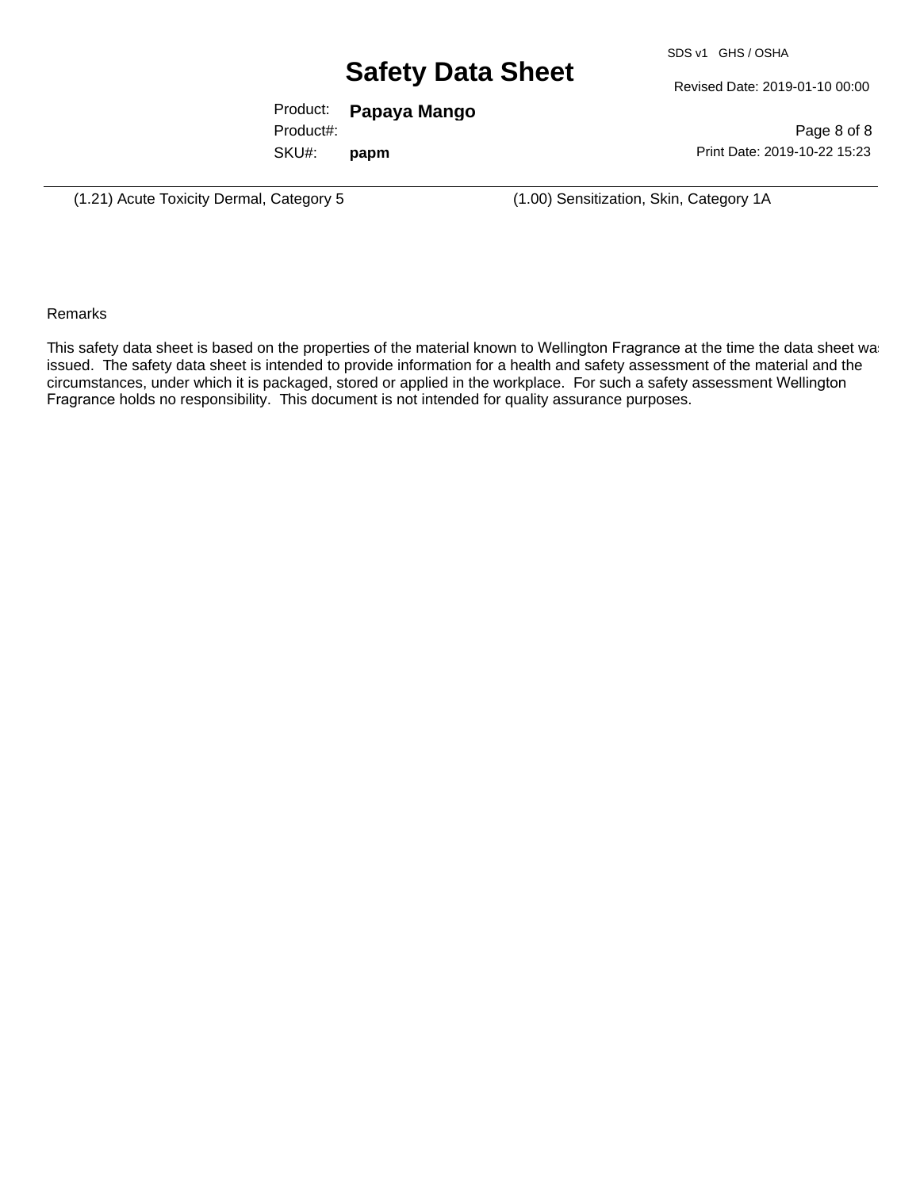(1.21) Acute Toxicity Dermal, Category 5

(1.00) Sensitization, Skin, Category 1A

Remarks

This safety data sheet is based on the properties of the material known to Wellington Fragrance at the time the data sheet was issued. The safety data sheet is intended to provide information for a health and safety assessment of the material and the circumstances, under which it is packaged, stored or applied in the workplace. For such a safety assessment Wellington Fragrance holds no responsibility. This document is not intended for quality assurance purposes.